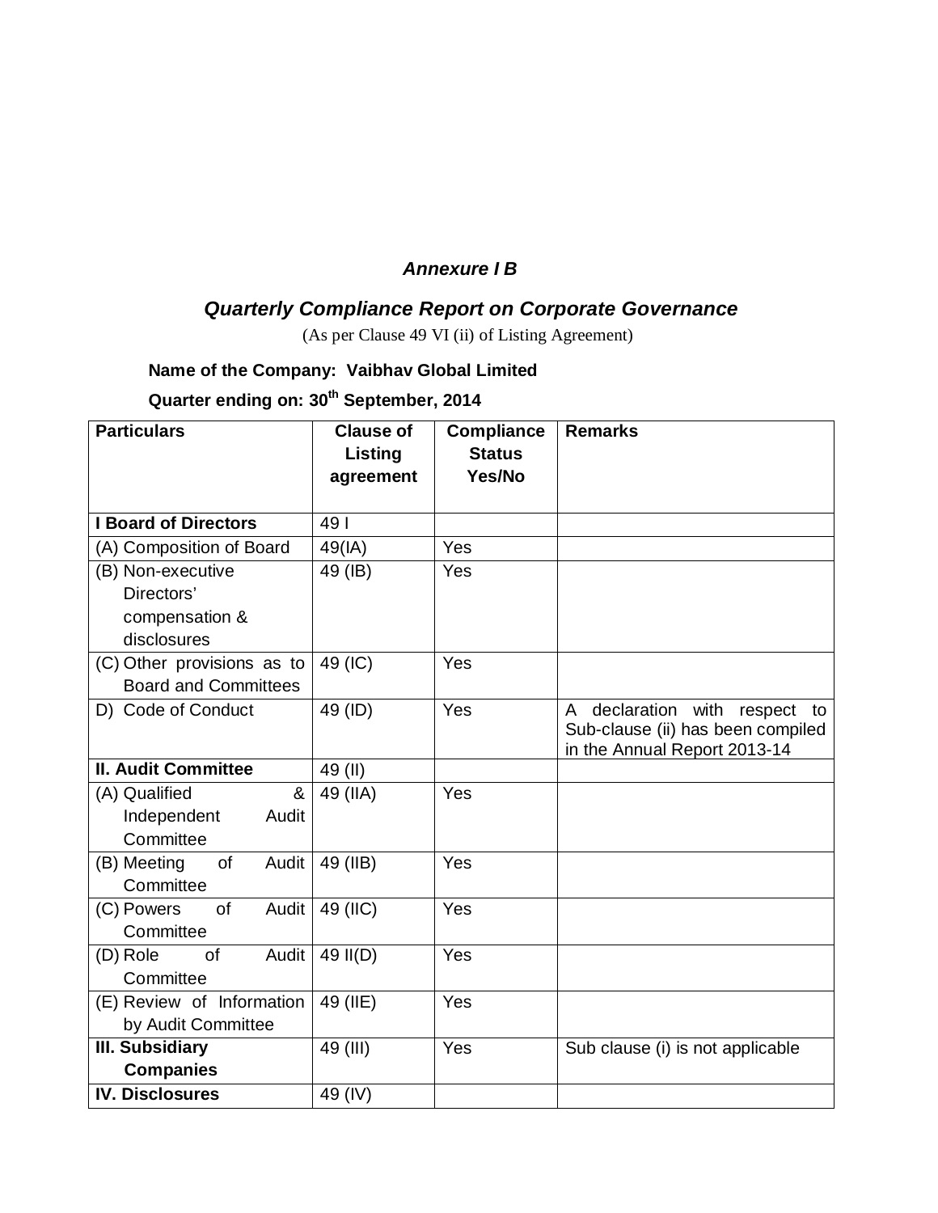***Annexure I B***

## ***Quarterly Compliance Report on Corporate Governance***

(As per Clause 49 VI (ii) of Listing Agreement)

**Name of the Company: Vaibhav Global Limited**

**Quarter ending on: 30th September, 2014**

| **Particulars** | **Clause of Listing agreement** | **Compliance Status Yes/No** | **Remarks** |
|---|---|---|---|
| **I Board of Directors** | 49 I | | |
| (A) Composition of Board | 49(IA) | Yes | |
| (B) Non-executive Directors' compensation & disclosures | 49 (IB) | Yes | |
| (C) Other provisions as to Board and Committees | 49 (IC) | Yes | |
| D) Code of Conduct | 49 (ID) | Yes | A declaration with respect to Sub-clause (ii) has been compiled in the Annual Report 2013-14 |
| **II. Audit Committee** | 49 (II) | | |
| (A) Qualified & Independent Audit Committee | 49 (IIA) | Yes | |
| (B) Meeting of Audit Committee | 49 (IIB) | Yes | |
| (C) Powers of Audit Committee | 49 (IIC) | Yes | |
| (D) Role of Audit Committee | 49 II(D) | Yes | |
| (E) Review of Information by Audit Committee | 49 (IIE) | Yes | |
| **III. Subsidiary Companies** | 49 (III) | Yes | Sub clause (i) is not applicable |
| **IV. Disclosures** | 49 (IV) | | |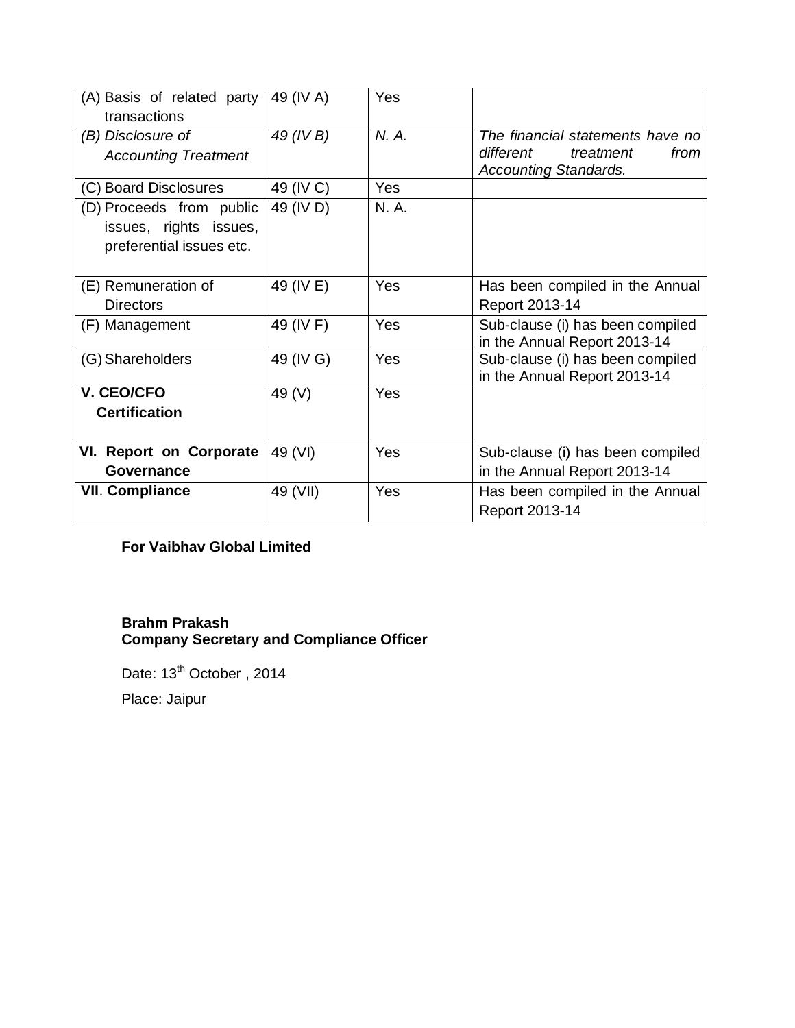| | | | |
|---|---|---|---|
| (A) Basis of related party transactions | 49 (IV A) | Yes | |
| *(B) Disclosure of Accounting Treatment* | *49 (IV B)* | *N. A.* | *The financial statements have no different treatment from Accounting Standards.* |
| (C) Board Disclosures | 49 (IV C) | Yes | |
| (D) Proceeds from public issues, rights issues, preferential issues etc. | 49 (IV D) | N. A. | |
| (E) Remuneration of Directors | 49 (IV E) | Yes | Has been compiled in the Annual Report 2013-14 |
| (F) Management | 49 (IV F) | Yes | Sub-clause (i) has been compiled in the Annual Report 2013-14 |
| (G) Shareholders | 49 (IV G) | Yes | Sub-clause (i) has been compiled in the Annual Report 2013-14 |
| **V. CEO/CFO Certification** | 49 (V) | Yes | |
| **VI. Report on Corporate Governance** | 49 (VI) | Yes | Sub-clause (i) has been compiled in the Annual Report 2013-14 |
| **VII. Compliance** | 49 (VII) | Yes | Has been compiled in the Annual Report 2013-14 |

**For Vaibhav Global Limited**

**Brahm Prakash**
**Company Secretary and Compliance Officer**

Date: 13th October , 2014

Place: Jaipur